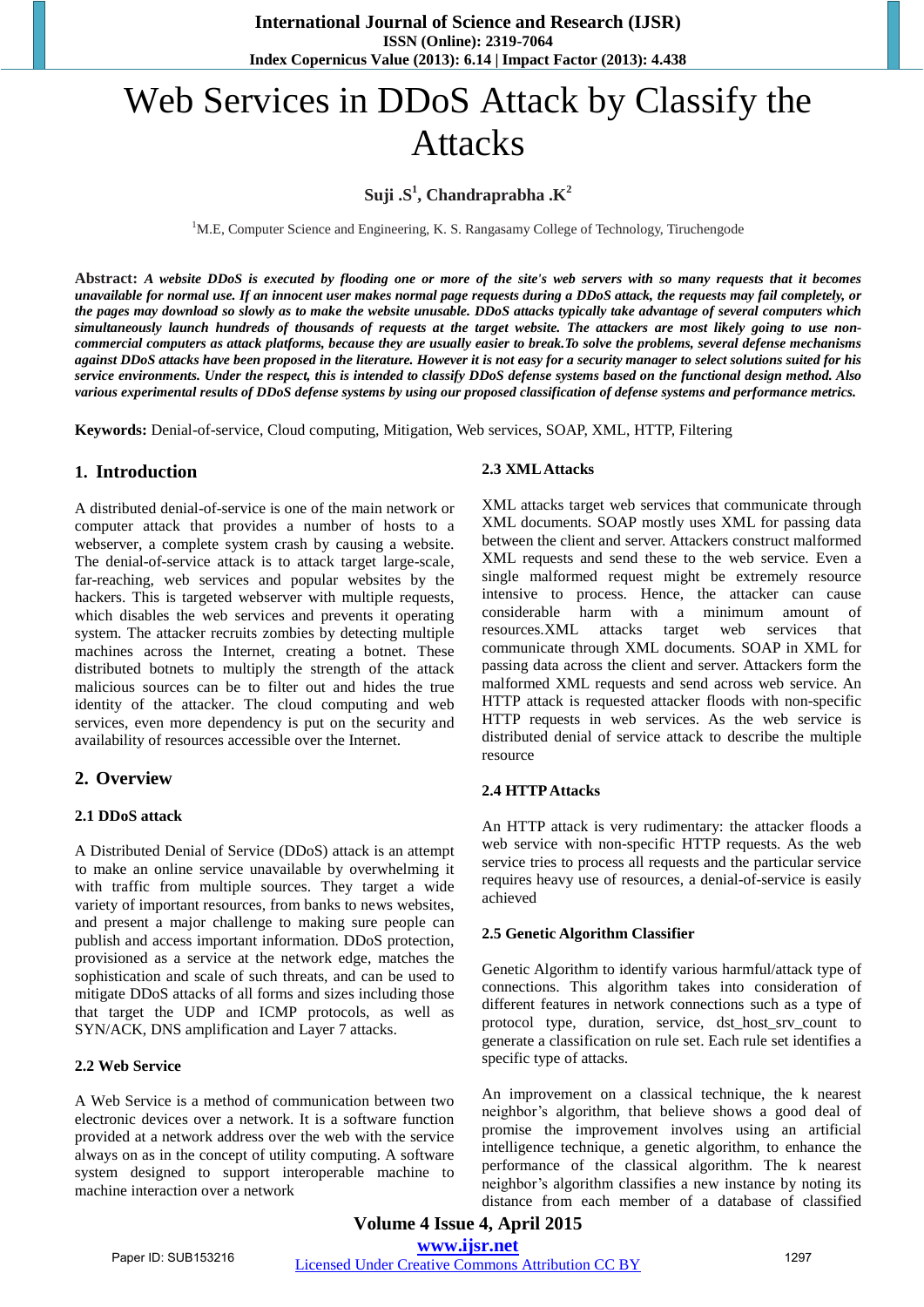# Web Services in DDoS Attack by Classify the Attacks

**Suji .S[1], Chandraprabha .K[2]**

[1]M.E, Computer Science and Engineering, K. S. Rangasamy College of Technology, Tiruchengode

**Abstract:** ***A website DDoS is executed by flooding one or more of the site's web servers with so many requests that it becomes unavailable for normal use. If an innocent user makes normal page requests during a DDoS attack, the requests may fail completely, or the pages may download so slowly as to make the website unusable. DDoS attacks typically take advantage of several computers which simultaneously launch hundreds of thousands of requests at the target website. The attackers are most likely going to use non-commercial computers as attack platforms, because they are usually easier to break.To solve the problems, several defense mechanisms against DDoS attacks have been proposed in the literature. However it is not easy for a security manager to select solutions suited for his service environments. Under the respect, this is intended to classify DDoS defense systems based on the functional design method. Also various experimental results of DDoS defense systems by using our proposed classification of defense systems and performance metrics.***

**Keywords:** Denial-of-service, Cloud computing, Mitigation, Web services, SOAP, XML, HTTP, Filtering

## 1. Introduction

A distributed denial-of-service is one of the main network or computer attack that provides a number of hosts to a webserver, a complete system crash by causing a website. The denial-of-service attack is to attack target large-scale, far-reaching, web services and popular websites by the hackers. This is targeted webserver with multiple requests, which disables the web services and prevents it operating system. The attacker recruits zombies by detecting multiple machines across the Internet, creating a botnet. These distributed botnets to multiply the strength of the attack malicious sources can be to filter out and hides the true identity of the attacker. The cloud computing and web services, even more dependency is put on the security and availability of resources accessible over the Internet.

## 2. Overview

### 2.1 DDoS attack

A Distributed Denial of Service (DDoS) attack is an attempt to make an online service unavailable by overwhelming it with traffic from multiple sources. They target a wide variety of important resources, from banks to news websites, and present a major challenge to making sure people can publish and access important information. DDoS protection, provisioned as a service at the network edge, matches the sophistication and scale of such threats, and can be used to mitigate DDoS attacks of all forms and sizes including those that target the UDP and ICMP protocols, as well as SYN/ACK, DNS amplification and Layer 7 attacks.

### 2.2 Web Service

A Web Service is a method of communication between two electronic devices over a network. It is a software function provided at a network address over the web with the service always on as in the concept of utility computing. A software system designed to support interoperable machine to machine interaction over a network

### 2.3 XML Attacks

XML attacks target web services that communicate through XML documents. SOAP mostly uses XML for passing data between the client and server. Attackers construct malformed XML requests and send these to the web service. Even a single malformed request might be extremely resource intensive to process. Hence, the attacker can cause considerable harm with a minimum amount of resources.XML attacks target web services that communicate through XML documents. SOAP in XML for passing data across the client and server. Attackers form the malformed XML requests and send across web service. An HTTP attack is requested attacker floods with non-specific HTTP requests in web services. As the web service is distributed denial of service attack to describe the multiple resource

### 2.4 HTTP Attacks

An HTTP attack is very rudimentary: the attacker floods a web service with non-specific HTTP requests. As the web service tries to process all requests and the particular service requires heavy use of resources, a denial-of-service is easily achieved

### 2.5 Genetic Algorithm Classifier

Genetic Algorithm to identify various harmful/attack type of connections. This algorithm takes into consideration of different features in network connections such as a type of protocol type, duration, service, dst_host_srv_count to generate a classification on rule set. Each rule set identifies a specific type of attacks.

An improvement on a classical technique, the k nearest neighbor's algorithm, that believe shows a good deal of promise the improvement involves using an artificial intelligence technique, a genetic algorithm, to enhance the performance of the classical algorithm. The k nearest neighbor's algorithm classifies a new instance by noting its distance from each member of a database of classified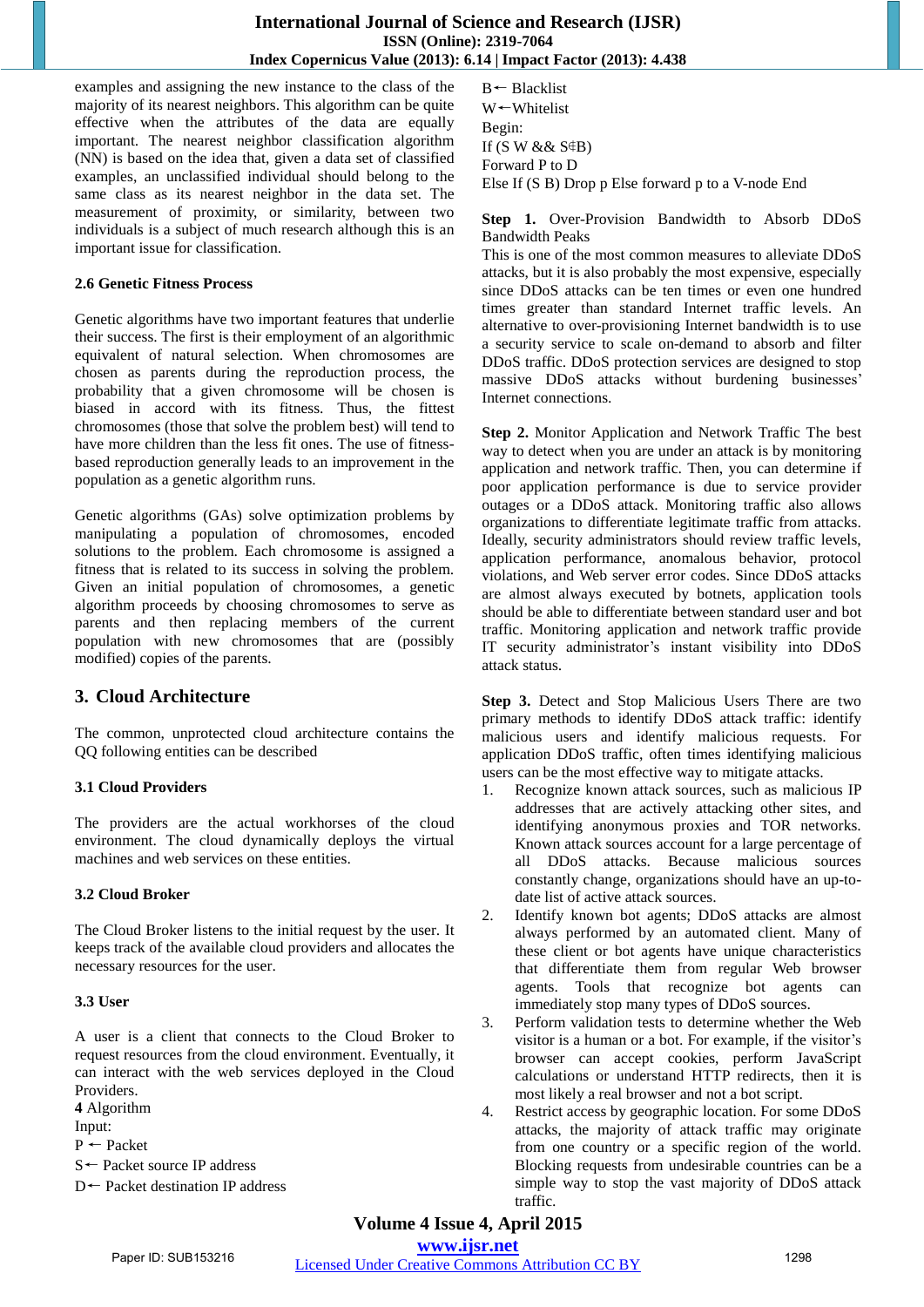examples and assigning the new instance to the class of the majority of its nearest neighbors. This algorithm can be quite effective when the attributes of the data are equally important. The nearest neighbor classification algorithm (NN) is based on the idea that, given a data set of classified examples, an unclassified individual should belong to the same class as its nearest neighbor in the data set. The measurement of proximity, or similarity, between two individuals is a subject of much research although this is an important issue for classification.

### 2.6 Genetic Fitness Process

Genetic algorithms have two important features that underlie their success. The first is their employment of an algorithmic equivalent of natural selection. When chromosomes are chosen as parents during the reproduction process, the probability that a given chromosome will be chosen is biased in accord with its fitness. Thus, the fittest chromosomes (those that solve the problem best) will tend to have more children than the less fit ones. The use of fitness-based reproduction generally leads to an improvement in the population as a genetic algorithm runs.

Genetic algorithms (GAs) solve optimization problems by manipulating a population of chromosomes, encoded solutions to the problem. Each chromosome is assigned a fitness that is related to its success in solving the problem. Given an initial population of chromosomes, a genetic algorithm proceeds by choosing chromosomes to serve as parents and then replacing members of the current population with new chromosomes that are (possibly modified) copies of the parents.

## 3. Cloud Architecture

The common, unprotected cloud architecture contains the QQ following entities can be described

### 3.1 Cloud Providers

The providers are the actual workhorses of the cloud environment. The cloud dynamically deploys the virtual machines and web services on these entities.

### 3.2 Cloud Broker

The Cloud Broker listens to the initial request by the user. It keeps track of the available cloud providers and allocates the necessary resources for the user.

### 3.3 User

A user is a client that connects to the Cloud Broker to request resources from the cloud environment. Eventually, it can interact with the web services deployed in the Cloud Providers.

**4** Algorithm

Input:

P ← Packet

S← Packet source IP address

D← Packet destination IP address

B← Blacklist

W←Whitelist

Begin:

If (S W && S∉B)

Forward P to D

Else If (S B) Drop p Else forward p to a V-node End

**Step 1.** Over-Provision Bandwidth to Absorb DDoS Bandwidth Peaks

This is one of the most common measures to alleviate DDoS attacks, but it is also probably the most expensive, especially since DDoS attacks can be ten times or even one hundred times greater than standard Internet traffic levels. An alternative to over-provisioning Internet bandwidth is to use a security service to scale on-demand to absorb and filter DDoS traffic. DDoS protection services are designed to stop massive DDoS attacks without burdening businesses' Internet connections.

**Step 2.** Monitor Application and Network Traffic The best way to detect when you are under an attack is by monitoring application and network traffic. Then, you can determine if poor application performance is due to service provider outages or a DDoS attack. Monitoring traffic also allows organizations to differentiate legitimate traffic from attacks. Ideally, security administrators should review traffic levels, application performance, anomalous behavior, protocol violations, and Web server error codes. Since DDoS attacks are almost always executed by botnets, application tools should be able to differentiate between standard user and bot traffic. Monitoring application and network traffic provide IT security administrator's instant visibility into DDoS attack status.

**Step 3.** Detect and Stop Malicious Users There are two primary methods to identify DDoS attack traffic: identify malicious users and identify malicious requests. For application DDoS traffic, often times identifying malicious users can be the most effective way to mitigate attacks.

1. Recognize known attack sources, such as malicious IP addresses that are actively attacking other sites, and identifying anonymous proxies and TOR networks. Known attack sources account for a large percentage of all DDoS attacks. Because malicious sources constantly change, organizations should have an up-to-date list of active attack sources.
2. Identify known bot agents; DDoS attacks are almost always performed by an automated client. Many of these client or bot agents have unique characteristics that differentiate them from regular Web browser agents. Tools that recognize bot agents can immediately stop many types of DDoS sources.
3. Perform validation tests to determine whether the Web visitor is a human or a bot. For example, if the visitor's browser can accept cookies, perform JavaScript calculations or understand HTTP redirects, then it is most likely a real browser and not a bot script.
4. Restrict access by geographic location. For some DDoS attacks, the majority of attack traffic may originate from one country or a specific region of the world. Blocking requests from undesirable countries can be a simple way to stop the vast majority of DDoS attack traffic.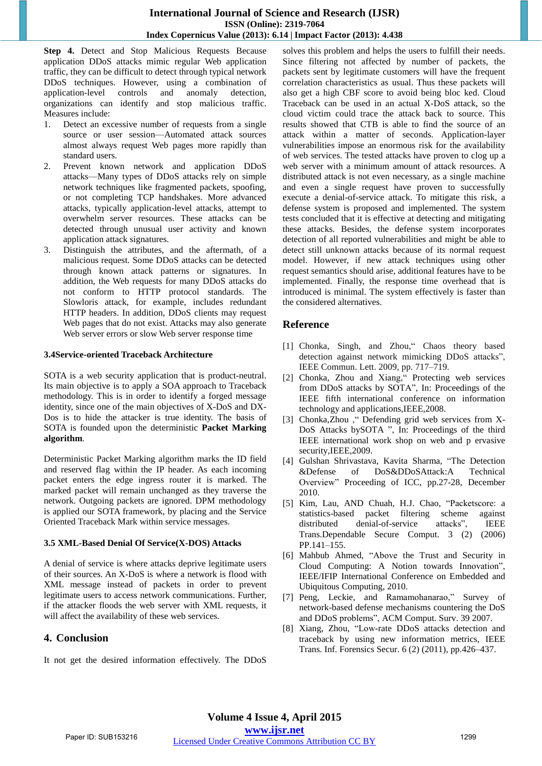**Step 4.** Detect and Stop Malicious Requests Because application DDoS attacks mimic regular Web application traffic, they can be difficult to detect through typical network DDoS techniques. However, using a combination of application-level controls and anomaly detection, organizations can identify and stop malicious traffic. Measures include:

1. Detect an excessive number of requests from a single source or user session—Automated attack sources almost always request Web pages more rapidly than standard users.
2. Prevent known network and application DDoS attacks—Many types of DDoS attacks rely on simple network techniques like fragmented packets, spoofing, or not completing TCP handshakes. More advanced attacks, typically application-level attacks, attempt to overwhelm server resources. These attacks can be detected through unusual user activity and known application attack signatures.
3. Distinguish the attributes, and the aftermath, of a malicious request. Some DDoS attacks can be detected through known attack patterns or signatures. In addition, the Web requests for many DDoS attacks do not conform to HTTP protocol standards. The Slowloris attack, for example, includes redundant HTTP headers. In addition, DDoS clients may request Web pages that do not exist. Attacks may also generate Web server errors or slow Web server response time

### 3.4Service-oriented Traceback Architecture

SOTA is a web security application that is product-neutral. Its main objective is to apply a SOA approach to Traceback methodology. This is in order to identify a forged message identity, since one of the main objectives of X-DoS and DX-Dos is to hide the attacker is true identity. The basis of SOTA is founded upon the deterministic **Packet Marking algorithm**.

Deterministic Packet Marking algorithm marks the ID field and reserved flag within the IP header. As each incoming packet enters the edge ingress router it is marked. The marked packet will remain unchanged as they traverse the network. Outgoing packets are ignored. DPM methodology is applied our SOTA framework, by placing and the Service Oriented Traceback Mark within service messages.

### 3.5 XML-Based Denial Of Service(X-DOS) Attacks

A denial of service is where attacks deprive legitimate users of their sources. An X-DoS is where a network is flood with XML message instead of packets in order to prevent legitimate users to access network communications. Further, if the attacker floods the web server with XML requests, it will affect the availability of these web services.

## 4. Conclusion

It not get the desired information effectively. The DDoS solves this problem and helps the users to fulfill their needs. Since filtering not affected by number of packets, the packets sent by legitimate customers will have the frequent correlation characteristics as usual. Thus these packets will also get a high CBF score to avoid being bloc ked. Cloud Traceback can be used in an actual X-DoS attack, so the cloud victim could trace the attack back to source. This results showed that CTB is able to find the source of an attack within a matter of seconds. Application-layer vulnerabilities impose an enormous risk for the availability of web services. The tested attacks have proven to clog up a web server with a minimum amount of attack resources. A distributed attack is not even necessary, as a single machine and even a single request have proven to successfully execute a denial-of-service attack. To mitigate this risk, a defense system is proposed and implemented. The system tests concluded that it is effective at detecting and mitigating these attacks. Besides, the defense system incorporates detection of all reported vulnerabilities and might be able to detect still unknown attacks because of its normal request model. However, if new attack techniques using other request semantics should arise, additional features have to be implemented. Finally, the response time overhead that is introduced is minimal. The system effectively is faster than the considered alternatives.

## Reference

[1] Chonka, Singh, and Zhou,“ Chaos theory based detection against network mimicking DDoS attacks”, IEEE Commun. Lett. 2009, pp. 717–719.

[2] Chonka, Zhou and Xiang,“ Protecting web services from DDoS attacks by SOTA”, In: Proceedings of the IEEE fifth international conference on information technology and applications,IEEE,2008.

[3] Chonka,Zhou ,“ Defending grid web services from X-DoS Attacks bySOTA ”, In: Proceedings of the third IEEE international work shop on web and p ervasive security,IEEE,2009.

[4] Gulshan Shrivastava, Kavita Sharma, “The Detection &Defense of DoS&DDoSAttack:A Technical Overview” Proceeding of ICC, pp.27-28, December 2010.

[5] Kim, Lau, AND Chuah, H.J. Chao, “Packetscore: a statistics-based packet filtering scheme against distributed denial-of-service attacks”, IEEE Trans.Dependable Secure Comput. 3 (2) (2006) PP.141–155.

[6] Mahbub Ahmed, “Above the Trust and Security in Cloud Computing: A Notion towards Innovation”, IEEE/IFIP International Conference on Embedded and Ubiquitous Computing, 2010.

[7] Peng, Leckie, and Ramamohanarao,” Survey of network-based defense mechanisms countering the DoS and DDoS problems”, ACM Comput. Surv. 39 2007.

[8] Xiang, Zhou, “Low-rate DDoS attacks detection and traceback by using new information metrics, IEEE Trans. Inf. Forensics Secur. 6 (2) (2011), pp.426–437.